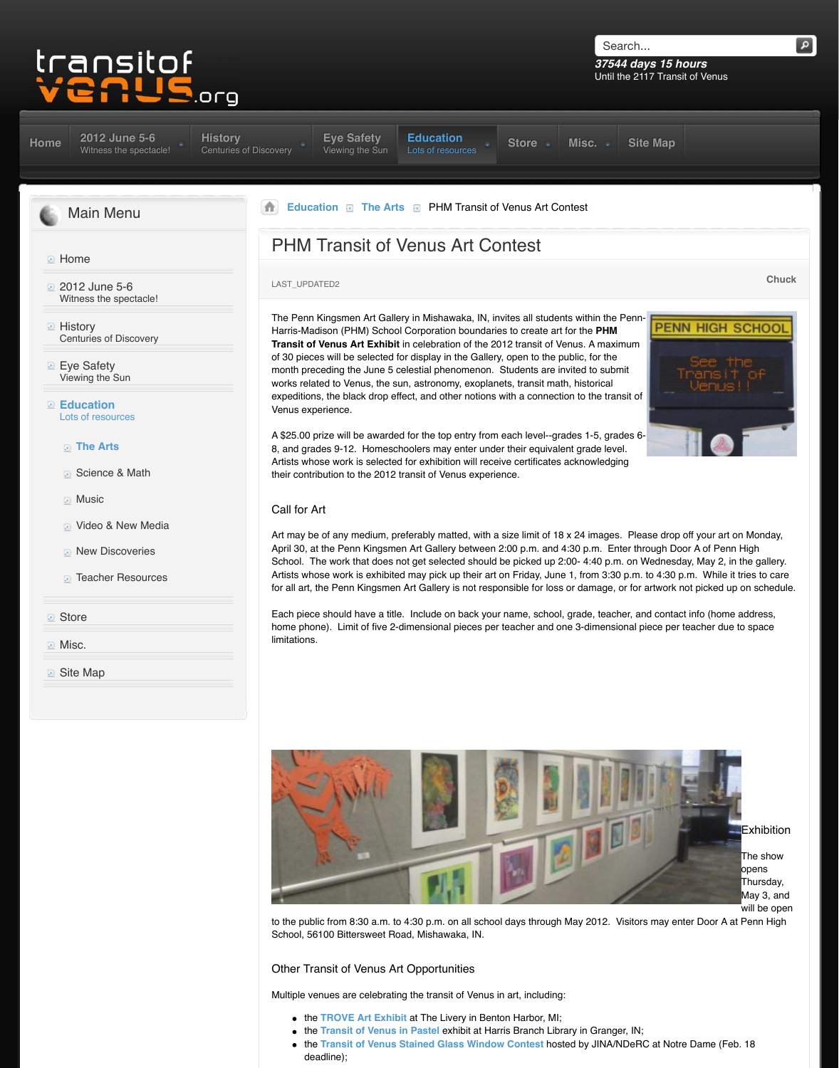transitof venus.org

Search...

37544 days 15 hours
Until the 2117 Transit of Venus

Home | 2012 June 5-6 Witness the spectacle! | History Centuries of Discovery | Eye Safety Viewing the Sun | Education Lots of resources | Store | Misc. | Site Map

## Main Menu

- Home
- 2012 June 5-6
  Witness the spectacle!
- History
  Centuries of Discovery
- Eye Safety
  Viewing the Sun
- Education
  Lots of resources
  - The Arts
  - Science & Math
  - Music
  - Video & New Media
  - New Discoveries
  - Teacher Resources
- Store
- Misc.
- Site Map

Education > The Arts > PHM Transit of Venus Art Contest

# PHM Transit of Venus Art Contest

LAST_UPDATED2

Chuck

The Penn Kingsmen Art Gallery in Mishawaka, IN, invites all students within the Penn-Harris-Madison (PHM) School Corporation boundaries to create art for the **PHM Transit of Venus Art Exhibit** in celebration of the 2012 transit of Venus. A maximum of 30 pieces will be selected for display in the Gallery, open to the public, for the month preceding the June 5 celestial phenomenon. Students are invited to submit works related to Venus, the sun, astronomy, exoplanets, transit math, historical expeditions, the black drop effect, and other notions with a connection to the transit of Venus experience.

A $25.00 prize will be awarded for the top entry from each level--grades 1-5, grades 6-8, and grades 9-12. Homeschoolers may enter under their equivalent grade level. Artists whose work is selected for exhibition will receive certificates acknowledging their contribution to the 2012 transit of Venus experience.

## Call for Art

Art may be of any medium, preferably matted, with a size limit of 18 x 24 images. Please drop off your art on Monday, April 30, at the Penn Kingsmen Art Gallery between 2:00 p.m. and 4:30 p.m. Enter through Door A of Penn High School. The work that does not get selected should be picked up 2:00- 4:40 p.m. on Wednesday, May 2, in the gallery. Artists whose work is exhibited may pick up their art on Friday, June 1, from 3:30 p.m. to 4:30 p.m. While it tries to care for all art, the Penn Kingsmen Art Gallery is not responsible for loss or damage, or for artwork not picked up on schedule.

Each piece should have a title. Include on back your name, school, grade, teacher, and contact info (home address, home phone). Limit of five 2-dimensional pieces per teacher and one 3-dimensional piece per teacher due to space limitations.

## Exhibition

The show opens Thursday, May 3, and will be open to the public from 8:30 a.m. to 4:30 p.m. on all school days through May 2012. Visitors may enter Door A at Penn High School, 56100 Bittersweet Road, Mishawaka, IN.

## Other Transit of Venus Art Opportunities

Multiple venues are celebrating the transit of Venus in art, including:

- the **TROVE Art Exhibit** at The Livery in Benton Harbor, MI;
- the **Transit of Venus in Pastel** exhibit at Harris Branch Library in Granger, IN;
- the **Transit of Venus Stained Glass Window Contest** hosted by JINA/NDeRC at Notre Dame (Feb. 18 deadline);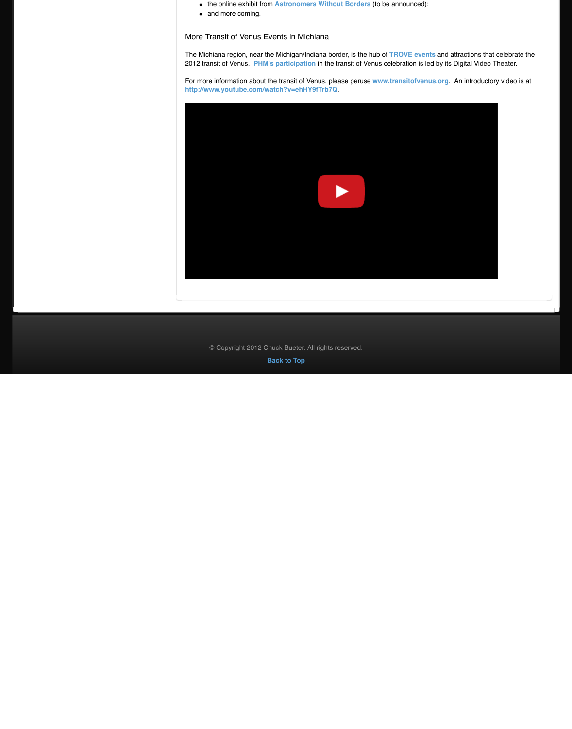- the online exhibit from Astronomers Without Borders (to be announced);
- and more coming.

### More Transit of Venus Events in Michiana

The Michiana region, near the Michigan/Indiana border, is the hub of TROVE events and attractions that celebrate the 2012 transit of Venus. PHM's participation in the transit of Venus celebration is led by its Digital Video Theater.

For more information about the transit of Venus, please peruse www.transitofvenus.org. An introductory video is at http://www.youtube.com/watch?v=ehHY9fTrb7Q.

© Copyright 2012 Chuck Bueter. All rights reserved.

Back to Top